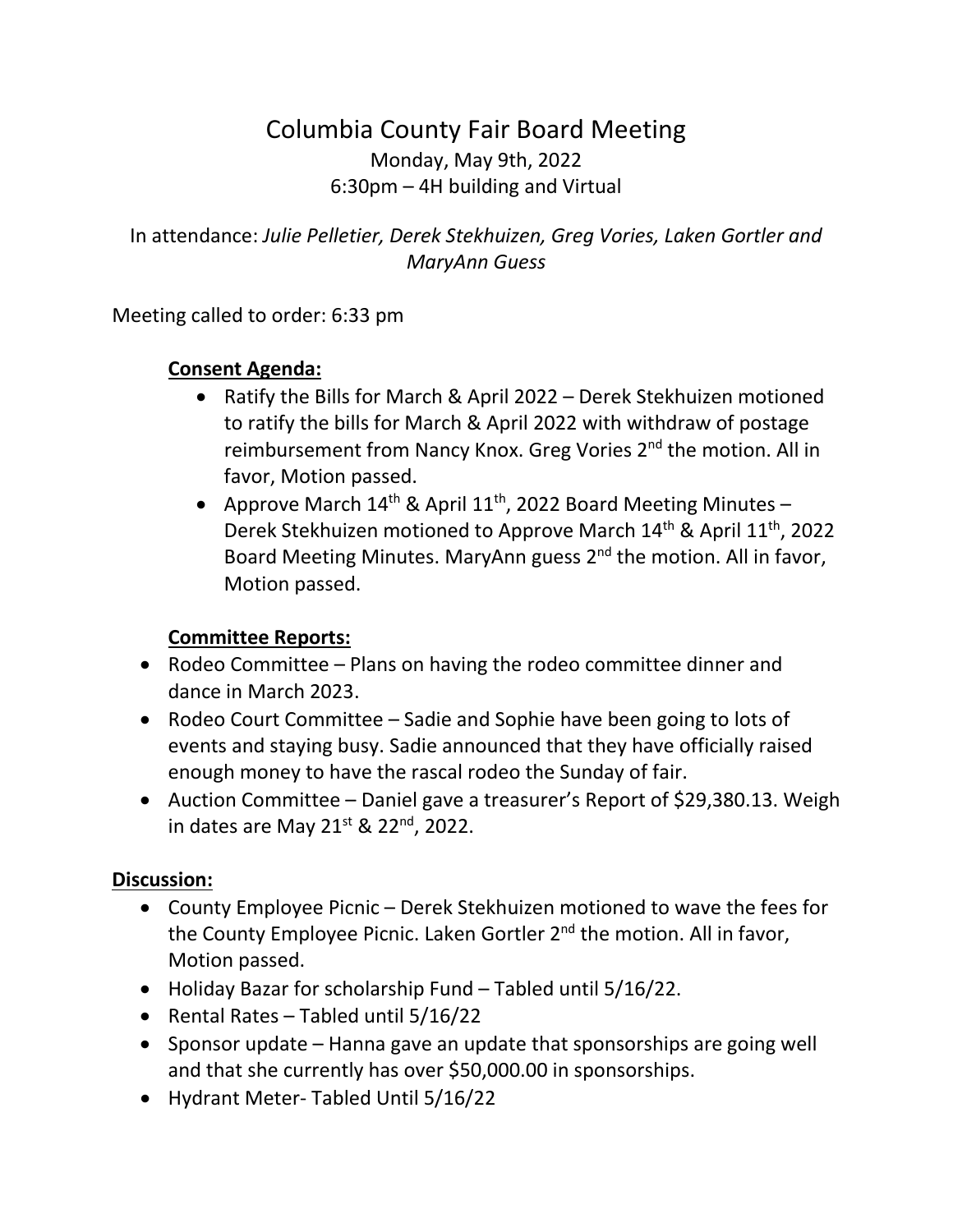# Columbia County Fair Board Meeting

Monday, May 9th, 2022

6:30pm – 4H building and Virtual

In attendance: *Julie Pelletier, Derek Stekhuizen, Greg Vories, Laken Gortler and MaryAnn Guess*

Meeting called to order: 6:33 pm

**Consent Agenda:**

- Ratify the Bills for March & April 2022 – Derek Stekhuizen motioned to ratify the bills for March & April 2022 with withdraw of postage reimbursement from Nancy Knox. Greg Vories 2nd the motion. All in favor, Motion passed.
- Approve March 14th & April 11th, 2022 Board Meeting Minutes – Derek Stekhuizen motioned to Approve March 14th & April 11th, 2022 Board Meeting Minutes. MaryAnn guess 2nd the motion. All in favor, Motion passed.

**Committee Reports:**

- Rodeo Committee – Plans on having the rodeo committee dinner and dance in March 2023.
- Rodeo Court Committee – Sadie and Sophie have been going to lots of events and staying busy. Sadie announced that they have officially raised enough money to have the rascal rodeo the Sunday of fair.
- Auction Committee – Daniel gave a treasurer's Report of $29,380.13. Weigh in dates are May 21st & 22nd, 2022.

**Discussion:**

- County Employee Picnic – Derek Stekhuizen motioned to wave the fees for the County Employee Picnic. Laken Gortler 2nd the motion. All in favor, Motion passed.
- Holiday Bazar for scholarship Fund – Tabled until 5/16/22.
- Rental Rates – Tabled until 5/16/22
- Sponsor update – Hanna gave an update that sponsorships are going well and that she currently has over $50,000.00 in sponsorships.
- Hydrant Meter- Tabled Until 5/16/22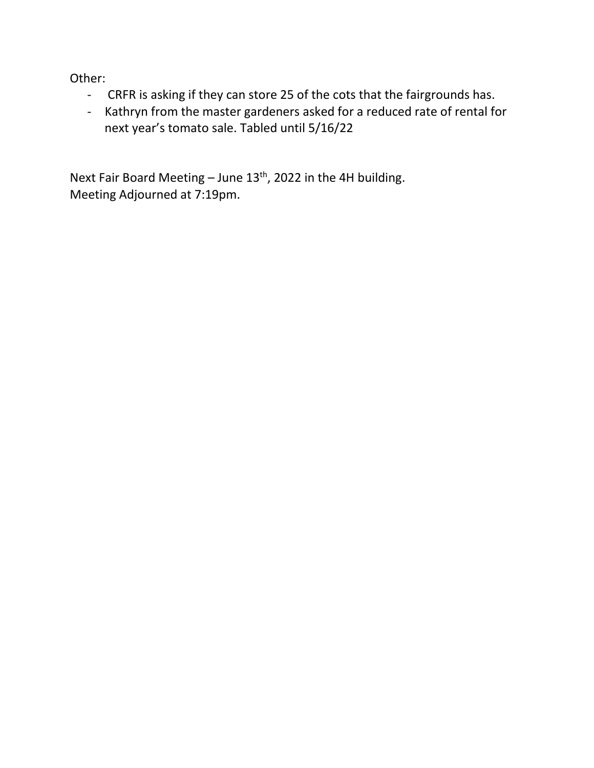Other:

- CRFR is asking if they can store 25 of the cots that the fairgrounds has.
- Kathryn from the master gardeners asked for a reduced rate of rental for next year's tomato sale. Tabled until 5/16/22

Next Fair Board Meeting – June 13th, 2022 in the 4H building.
Meeting Adjourned at 7:19pm.